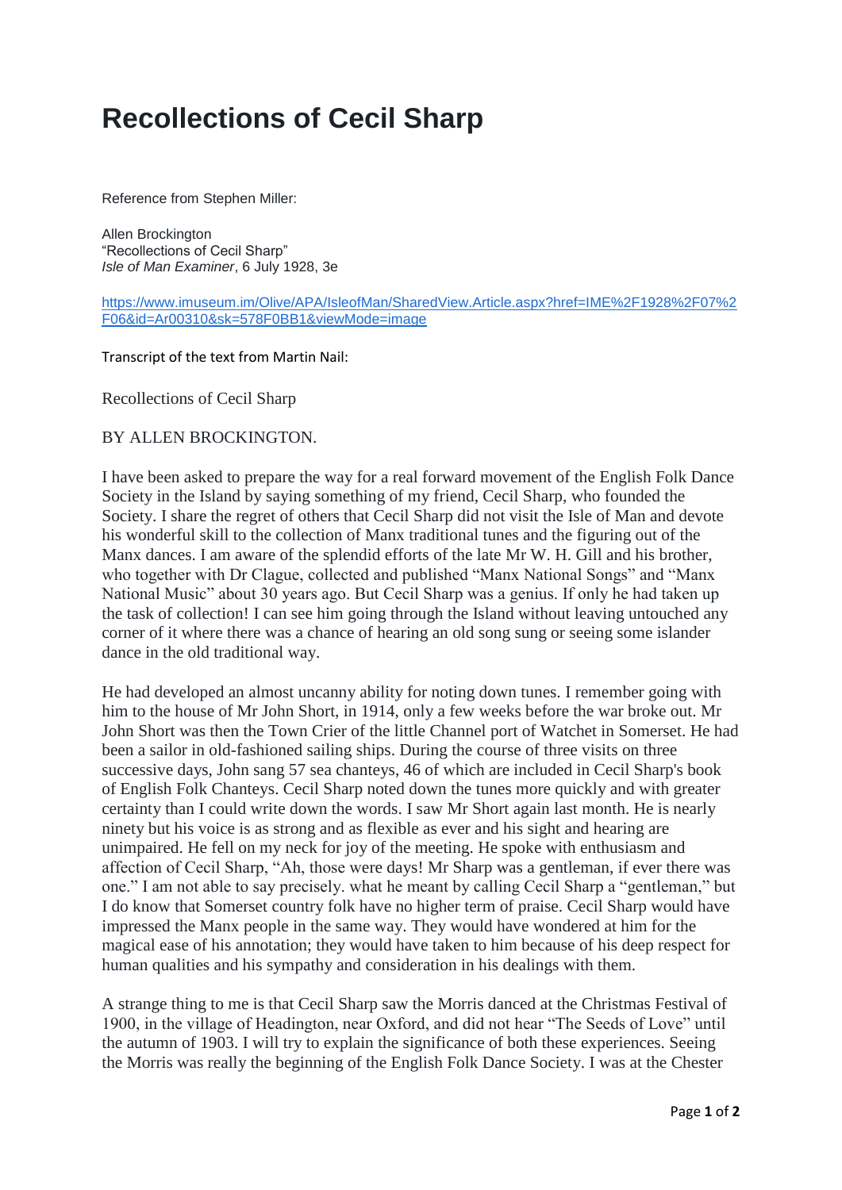# Recollections of Cecil Sharp

Reference from Stephen Miller:

Allen Brockington
"Recollections of Cecil Sharp"
*Isle of Man Examiner*, 6 July 1928, 3e

https://www.imuseum.im/Olive/APA/IsleofMan/SharedView.Article.aspx?href=IME%2F1928%2F07%2F06&id=Ar00310&sk=578F0BB1&viewMode=image

Transcript of the text from Martin Nail:

Recollections of Cecil Sharp

BY ALLEN BROCKINGTON.

I have been asked to prepare the way for a real forward movement of the English Folk Dance Society in the Island by saying something of my friend, Cecil Sharp, who founded the Society. I share the regret of others that Cecil Sharp did not visit the Isle of Man and devote his wonderful skill to the collection of Manx traditional tunes and the figuring out of the Manx dances. I am aware of the splendid efforts of the late Mr W. H. Gill and his brother, who together with Dr Clague, collected and published "Manx National Songs" and "Manx National Music" about 30 years ago. But Cecil Sharp was a genius. If only he had taken up the task of collection! I can see him going through the Island without leaving untouched any corner of it where there was a chance of hearing an old song sung or seeing some islander dance in the old traditional way.

He had developed an almost uncanny ability for noting down tunes. I remember going with him to the house of Mr John Short, in 1914, only a few weeks before the war broke out. Mr John Short was then the Town Crier of the little Channel port of Watchet in Somerset. He had been a sailor in old-fashioned sailing ships. During the course of three visits on three successive days, John sang 57 sea chanteys, 46 of which are included in Cecil Sharp's book of English Folk Chanteys. Cecil Sharp noted down the tunes more quickly and with greater certainty than I could write down the words. I saw Mr Short again last month. He is nearly ninety but his voice is as strong and as flexible as ever and his sight and hearing are unimpaired. He fell on my neck for joy of the meeting. He spoke with enthusiasm and affection of Cecil Sharp, "Ah, those were days! Mr Sharp was a gentleman, if ever there was one." I am not able to say precisely. what he meant by calling Cecil Sharp a "gentleman," but I do know that Somerset country folk have no higher term of praise. Cecil Sharp would have impressed the Manx people in the same way. They would have wondered at him for the magical ease of his annotation; they would have taken to him because of his deep respect for human qualities and his sympathy and consideration in his dealings with them.

A strange thing to me is that Cecil Sharp saw the Morris danced at the Christmas Festival of 1900, in the village of Headington, near Oxford, and did not hear "The Seeds of Love" until the autumn of 1903. I will try to explain the significance of both these experiences. Seeing the Morris was really the beginning of the English Folk Dance Society. I was at the Chester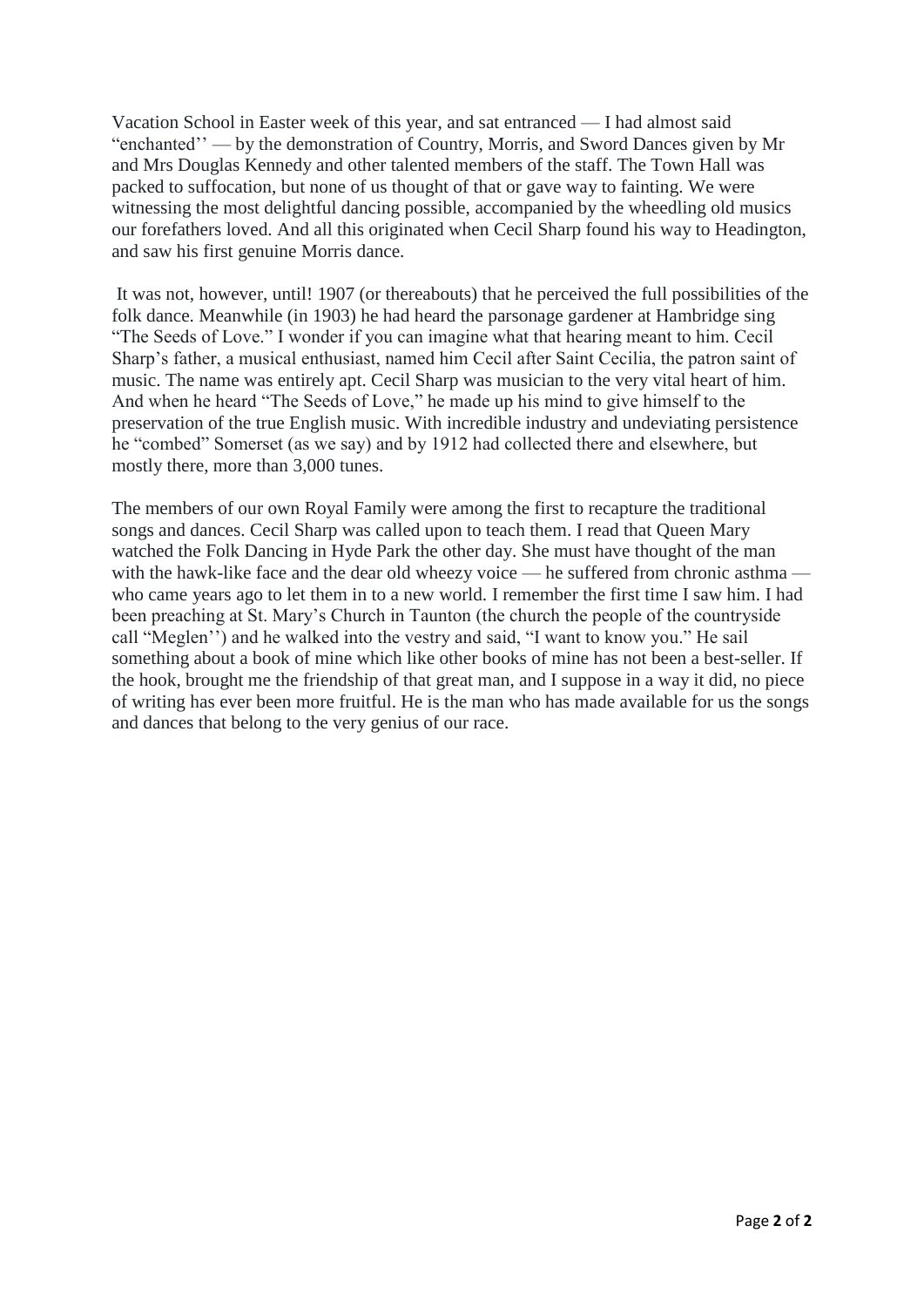Vacation School in Easter week of this year, and sat entranced — I had almost said "enchanted'' — by the demonstration of Country, Morris, and Sword Dances given by Mr and Mrs Douglas Kennedy and other talented members of the staff. The Town Hall was packed to suffocation, but none of us thought of that or gave way to fainting. We were witnessing the most delightful dancing possible, accompanied by the wheedling old musics our forefathers loved. And all this originated when Cecil Sharp found his way to Headington, and saw his first genuine Morris dance.

It was not, however, until! 1907 (or thereabouts) that he perceived the full possibilities of the folk dance. Meanwhile (in 1903) he had heard the parsonage gardener at Hambridge sing "The Seeds of Love." I wonder if you can imagine what that hearing meant to him. Cecil Sharp's father, a musical enthusiast, named him Cecil after Saint Cecilia, the patron saint of music. The name was entirely apt. Cecil Sharp was musician to the very vital heart of him. And when he heard "The Seeds of Love," he made up his mind to give himself to the preservation of the true English music. With incredible industry and undeviating persistence he "combed" Somerset (as we say) and by 1912 had collected there and elsewhere, but mostly there, more than 3,000 tunes.

The members of our own Royal Family were among the first to recapture the traditional songs and dances. Cecil Sharp was called upon to teach them. I read that Queen Mary watched the Folk Dancing in Hyde Park the other day. She must have thought of the man with the hawk-like face and the dear old wheezy voice — he suffered from chronic asthma — who came years ago to let them in to a new world. I remember the first time I saw him. I had been preaching at St. Mary's Church in Taunton (the church the people of the countryside call "Meglen'') and he walked into the vestry and said, "I want to know you." He sail something about a book of mine which like other books of mine has not been a best-seller. If the hook, brought me the friendship of that great man, and I suppose in a way it did, no piece of writing has ever been more fruitful. He is the man who has made available for us the songs and dances that belong to the very genius of our race.